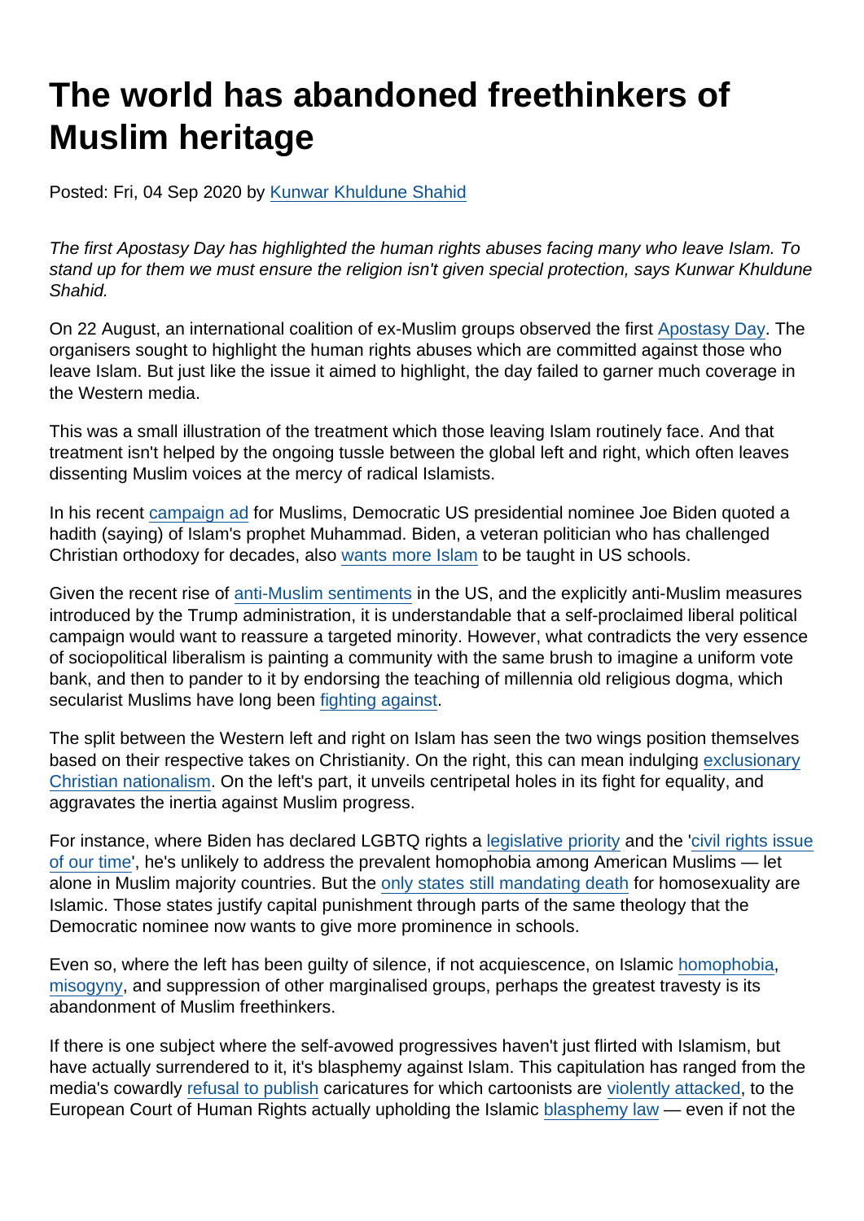# The world has abandoned freethinkers of Muslim heritage

Posted: Fri, 04 Sep 2020 by Kunwar Khuldune Shahid

*The first Apostasy Day has highlighted the human rights abuses facing many who leave Islam. To stand up for them we must ensure the religion isn't given special protection, says Kunwar Khuldune Shahid.*

On 22 August, an international coalition of ex-Muslim groups observed the first Apostasy Day. The organisers sought to highlight the human rights abuses which are committed against those who leave Islam. But just like the issue it aimed to highlight, the day failed to garner much coverage in the Western media.

This was a small illustration of the treatment which those leaving Islam routinely face. And that treatment isn't helped by the ongoing tussle between the global left and right, which often leaves dissenting Muslim voices at the mercy of radical Islamists.

In his recent campaign ad for Muslims, Democratic US presidential nominee Joe Biden quoted a hadith (saying) of Islam's prophet Muhammad. Biden, a veteran politician who has challenged Christian orthodoxy for decades, also wants more Islam to be taught in US schools.

Given the recent rise of anti-Muslim sentiments in the US, and the explicitly anti-Muslim measures introduced by the Trump administration, it is understandable that a self-proclaimed liberal political campaign would want to reassure a targeted minority. However, what contradicts the very essence of sociopolitical liberalism is painting a community with the same brush to imagine a uniform vote bank, and then to pander to it by endorsing the teaching of millennia old religious dogma, which secularist Muslims have long been fighting against.

The split between the Western left and right on Islam has seen the two wings position themselves based on their respective takes on Christianity. On the right, this can mean indulging exclusionary Christian nationalism. On the left's part, it unveils centripetal holes in its fight for equality, and aggravates the inertia against Muslim progress.

For instance, where Biden has declared LGBTQ rights a legislative priority and the 'civil rights issue of our time', he's unlikely to address the prevalent homophobia among American Muslims — let alone in Muslim majority countries. But the only states still mandating death for homosexuality are Islamic. Those states justify capital punishment through parts of the same theology that the Democratic nominee now wants to give more prominence in schools.

Even so, where the left has been guilty of silence, if not acquiescence, on Islamic homophobia, misogyny, and suppression of other marginalised groups, perhaps the greatest travesty is its abandonment of Muslim freethinkers.

If there is one subject where the self-avowed progressives haven't just flirted with Islamism, but have actually surrendered to it, it's blasphemy against Islam. This capitulation has ranged from the media's cowardly refusal to publish caricatures for which cartoonists are violently attacked, to the European Court of Human Rights actually upholding the Islamic blasphemy law — even if not the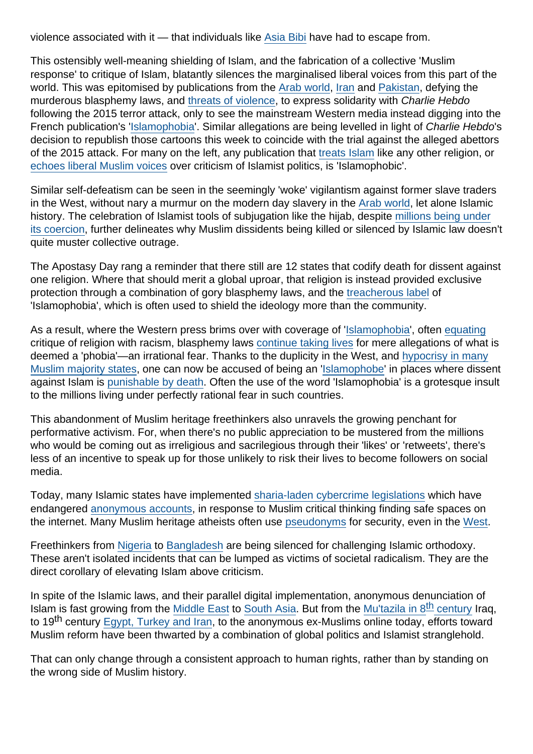violence associated with it — that individuals like Asia Bibi have had to escape from.

This ostensibly well-meaning shielding of Islam, and the fabrication of a collective 'Muslim response' to critique of Islam, blatantly silences the marginalised liberal voices from this part of the world. This was epitomised by publications from the Arab world, Iran and Pakistan, defying the murderous blasphemy laws, and threats of violence, to express solidarity with *Charlie Hebdo* following the 2015 terror attack, only to see the mainstream Western media instead digging into the French publication's 'Islamophobia'. Similar allegations are being levelled in light of *Charlie Hebdo*'s decision to republish those cartoons this week to coincide with the trial against the alleged abettors of the 2015 attack. For many on the left, any publication that treats Islam like any other religion, or echoes liberal Muslim voices over criticism of Islamist politics, is 'Islamophobic'.

Similar self-defeatism can be seen in the seemingly 'woke' vigilantism against former slave traders in the West, without nary a murmur on the modern day slavery in the Arab world, let alone Islamic history. The celebration of Islamist tools of subjugation like the hijab, despite millions being under its coercion, further delineates why Muslim dissidents being killed or silenced by Islamic law doesn't quite muster collective outrage.

The Apostasy Day rang a reminder that there still are 12 states that codify death for dissent against one religion. Where that should merit a global uproar, that religion is instead provided exclusive protection through a combination of gory blasphemy laws, and the treacherous label of 'Islamophobia', which is often used to shield the ideology more than the community.

As a result, where the Western press brims over with coverage of 'Islamophobia', often equating critique of religion with racism, blasphemy laws continue taking lives for mere allegations of what is deemed a 'phobia'—an irrational fear. Thanks to the duplicity in the West, and hypocrisy in many Muslim majority states, one can now be accused of being an 'Islamophobe' in places where dissent against Islam is punishable by death. Often the use of the word 'Islamophobia' is a grotesque insult to the millions living under perfectly rational fear in such countries.

This abandonment of Muslim heritage freethinkers also unravels the growing penchant for performative activism. For, when there's no public appreciation to be mustered from the millions who would be coming out as irreligious and sacrilegious through their 'likes' or 'retweets', there's less of an incentive to speak up for those unlikely to risk their lives to become followers on social media.

Today, many Islamic states have implemented sharia-laden cybercrime legislations which have endangered anonymous accounts, in response to Muslim critical thinking finding safe spaces on the internet. Many Muslim heritage atheists often use pseudonyms for security, even in the West.

Freethinkers from Nigeria to Bangladesh are being silenced for challenging Islamic orthodoxy. These aren't isolated incidents that can be lumped as victims of societal radicalism. They are the direct corollary of elevating Islam above criticism.

In spite of the Islamic laws, and their parallel digital implementation, anonymous denunciation of Islam is fast growing from the Middle East to South Asia. But from the Mu'tazila in 8th century Iraq, to 19th century Egypt, Turkey and Iran, to the anonymous ex-Muslims online today, efforts toward Muslim reform have been thwarted by a combination of global politics and Islamist stranglehold.

That can only change through a consistent approach to human rights, rather than by standing on the wrong side of Muslim history.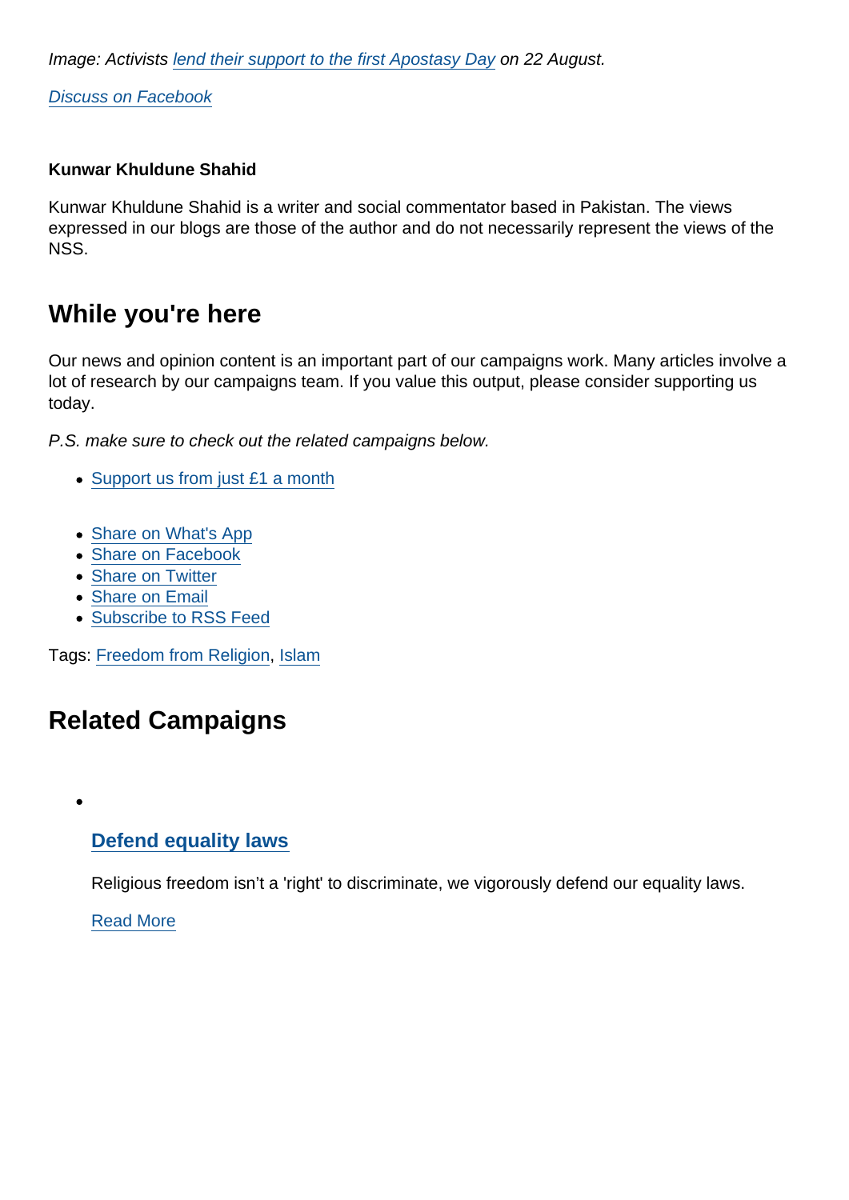*Image: Activists lend their support to the first Apostasy Day on 22 August.*

*Discuss on Facebook*

**Kunwar Khuldune Shahid**

Kunwar Khuldune Shahid is a writer and social commentator based in Pakistan. The views expressed in our blogs are those of the author and do not necessarily represent the views of the NSS.

## While you're here

Our news and opinion content is an important part of our campaigns work. Many articles involve a lot of research by our campaigns team. If you value this output, please consider supporting us today.

*P.S. make sure to check out the related campaigns below.*

- Support us from just £1 a month

- Share on What's App
- Share on Facebook
- Share on Twitter
- Share on Email
- Subscribe to RSS Feed

Tags: Freedom from Religion, Islam

## Related Campaigns

- ### Defend equality laws

  Religious freedom isn't a 'right' to discriminate, we vigorously defend our equality laws.

  Read More